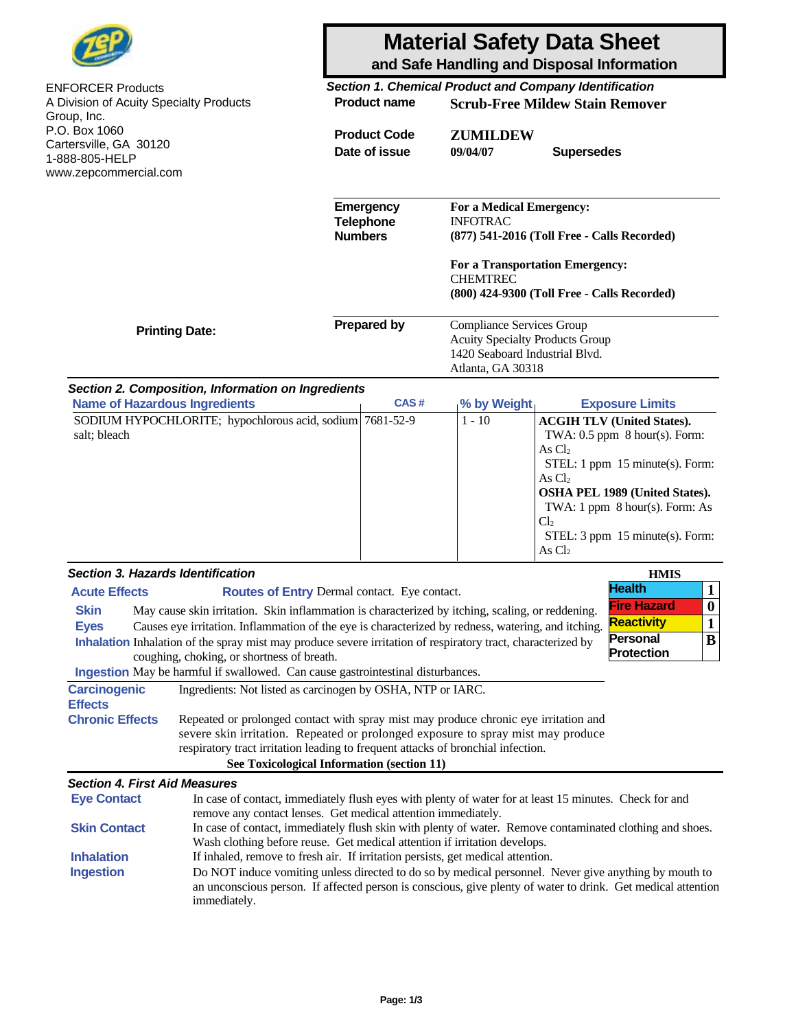ENFORCER Products
A Division of Acuity Specialty Products Group, Inc.
P.O. Box 1060
Cartersville, GA 30120
1-888-805-HELP
www.zepcommercial.com

# Material Safety Data Sheet
## and Safe Handling and Disposal Information

### *Section 1. Chemical Product and Company Identification*

**Product name** Scrub-Free Mildew Stain Remover

**Product Code** ZUMILDEW

**Date of issue** 09/04/07 **Supersedes**

**Emergency Telephone Numbers**

**For a Medical Emergency:**
INFOTRAC
**(877) 541-2016 (Toll Free - Calls Recorded)**

**For a Transportation Emergency:**
CHEMTREC
**(800) 424-9300 (Toll Free - Calls Recorded)**

**Printing Date:**

**Prepared by**
Compliance Services Group
Acuity Specialty Products Group
1420 Seaboard Industrial Blvd.
Atlanta, GA 30318

### *Section 2. Composition, Information on Ingredients*

| Name of Hazardous Ingredients | CAS # | % by Weight | Exposure Limits |
|---|---|---|---|
| SODIUM HYPOCHLORITE; hypochlorous acid, sodium salt; bleach | 7681-52-9 | 1 - 10 | **ACGIH TLV (United States).** TWA: 0.5 ppm 8 hour(s). Form: As $Cl_2$ STEL: 1 ppm 15 minute(s). Form: As $Cl_2$ **OSHA PEL 1989 (United States).** TWA: 1 ppm 8 hour(s). Form: As $Cl_2$ STEL: 3 ppm 15 minute(s). Form: As $Cl_2$ |

### *Section 3. Hazards Identification*

| HMIS | |
|---|---|
| Health | 1 |
| Fire Hazard | 0 |
| Reactivity | 1 |
| Personal Protection | B |

**Acute Effects**

**Routes of Entry** Dermal contact. Eye contact.

**Skin** May cause skin irritation. Skin inflammation is characterized by itching, scaling, or reddening.

**Eyes** Causes eye irritation. Inflammation of the eye is characterized by redness, watering, and itching.

**Inhalation** Inhalation of the spray mist may produce severe irritation of respiratory tract, characterized by coughing, choking, or shortness of breath.

**Ingestion** May be harmful if swallowed. Can cause gastrointestinal disturbances.

**Carcinogenic Effects** Ingredients: Not listed as carcinogen by OSHA, NTP or IARC.

**Chronic Effects** Repeated or prolonged contact with spray mist may produce chronic eye irritation and severe skin irritation. Repeated or prolonged exposure to spray mist may produce respiratory tract irritation leading to frequent attacks of bronchial infection.

**See Toxicological Information (section 11)**

### *Section 4. First Aid Measures*

**Eye Contact** In case of contact, immediately flush eyes with plenty of water for at least 15 minutes. Check for and remove any contact lenses. Get medical attention immediately.

**Skin Contact** In case of contact, immediately flush skin with plenty of water. Remove contaminated clothing and shoes. Wash clothing before reuse. Get medical attention if irritation develops.

**Inhalation** If inhaled, remove to fresh air. If irritation persists, get medical attention.

**Ingestion** Do NOT induce vomiting unless directed to do so by medical personnel. Never give anything by mouth to an unconscious person. If affected person is conscious, give plenty of water to drink. Get medical attention immediately.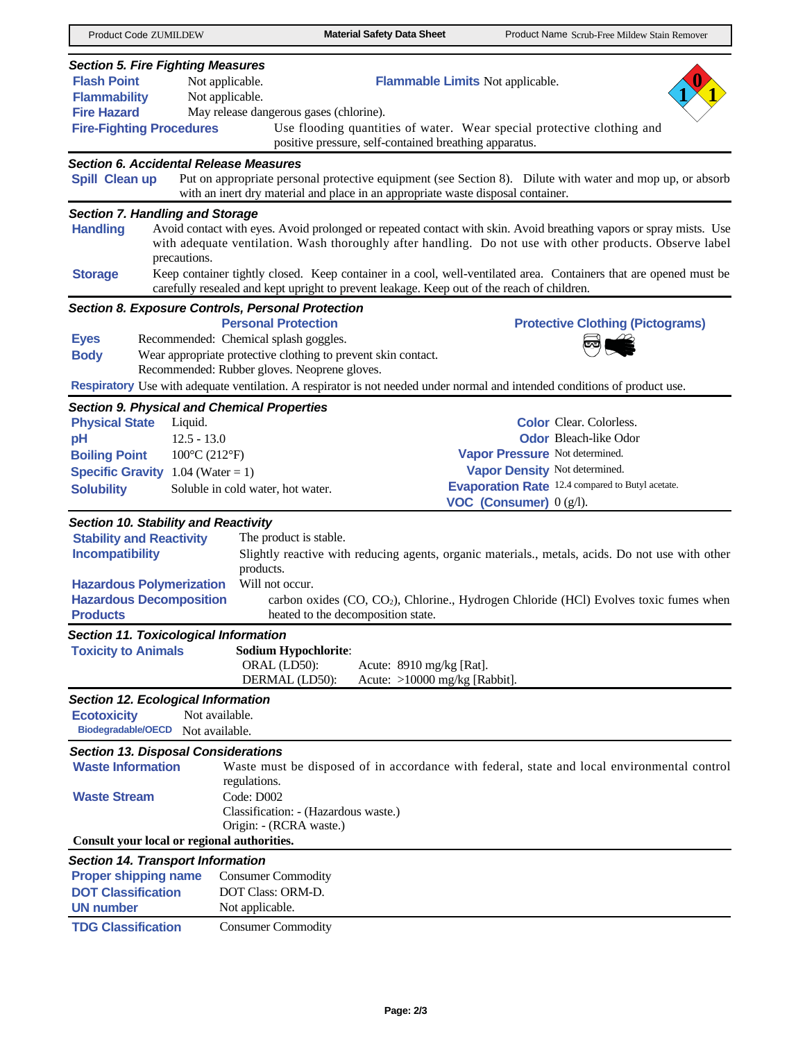## Section 5. Fire Fighting Measures

**Flash Point** Not applicable.

**Flammable Limits** Not applicable.

**Flammability** Not applicable.

**Fire Hazard** May release dangerous gases (chlorine).

**Fire-Fighting Procedures** Use flooding quantities of water. Wear special protective clothing and positive pressure, self-contained breathing apparatus.

## Section 6. Accidental Release Measures

**Spill Clean up** Put on appropriate personal protective equipment (see Section 8). Dilute with water and mop up, or absorb with an inert dry material and place in an appropriate waste disposal container.

## Section 7. Handling and Storage

**Handling** Avoid contact with eyes. Avoid prolonged or repeated contact with skin. Avoid breathing vapors or spray mists. Use with adequate ventilation. Wash thoroughly after handling. Do not use with other products. Observe label precautions.

**Storage** Keep container tightly closed. Keep container in a cool, well-ventilated area. Containers that are opened must be carefully resealed and kept upright to prevent leakage. Keep out of the reach of children.

## Section 8. Exposure Controls, Personal Protection

**Personal Protection**

**Protective Clothing (Pictograms)**

**Eyes** Recommended: Chemical splash goggles.

**Body** Wear appropriate protective clothing to prevent skin contact.
Recommended: Rubber gloves. Neoprene gloves.

**Respiratory** Use with adequate ventilation. A respirator is not needed under normal and intended conditions of product use.

## Section 9. Physical and Chemical Properties

**Physical State** Liquid.

**pH** 12.5 - 13.0

**Boiling Point** 100°C (212°F)

**Specific Gravity** 1.04 (Water = 1)

**Solubility** Soluble in cold water, hot water.

**Color** Clear. Colorless.

**Odor** Bleach-like Odor

**Vapor Pressure** Not determined.

**Vapor Density** Not determined.

**Evaporation Rate** 12.4 compared to Butyl acetate.

**VOC (Consumer)** 0 (g/l).

## Section 10. Stability and Reactivity

**Stability and Reactivity** The product is stable.

**Incompatibility** Slightly reactive with reducing agents, organic materials., metals, acids. Do not use with other products.

**Hazardous Polymerization** Will not occur.

**Hazardous Decomposition Products** carbon oxides (CO, $CO_2$), Chlorine., Hydrogen Chloride (HCl) Evolves toxic fumes when heated to the decomposition state.

## Section 11. Toxicological Information

**Toxicity to Animals**

**Sodium Hypochlorite**:

ORAL (LD50): Acute: 8910 mg/kg [Rat].
DERMAL (LD50): Acute: >10000 mg/kg [Rabbit].

## Section 12. Ecological Information

**Ecotoxicity** Not available.

**Biodegradable/OECD** Not available.

## Section 13. Disposal Considerations

**Waste Information** Waste must be disposed of in accordance with federal, state and local environmental control regulations.

**Waste Stream** Code: D002
Classification: - (Hazardous waste.)
Origin: - (RCRA waste.)

**Consult your local or regional authorities.**

## Section 14. Transport Information

**Proper shipping name** Consumer Commodity

**DOT Classification** DOT Class: ORM-D.

**UN number** Not applicable.

**TDG Classification** Consumer Commodity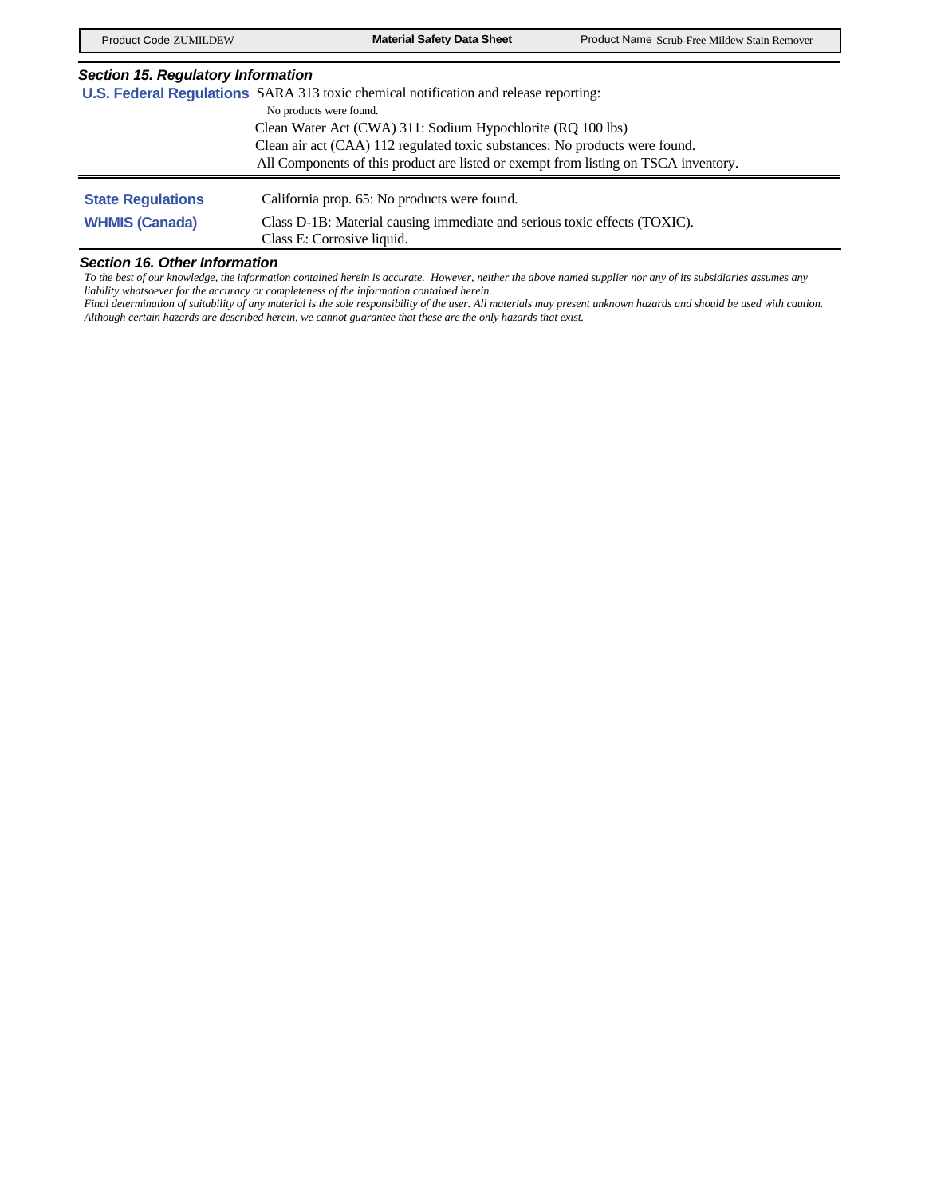## Section 15. Regulatory Information

**U.S. Federal Regulations** SARA 313 toxic chemical notification and release reporting:

No products were found.

Clean Water Act (CWA) 311: Sodium Hypochlorite (RQ 100 lbs)

Clean air act (CAA) 112 regulated toxic substances: No products were found.

All Components of this product are listed or exempt from listing on TSCA inventory.

**State Regulations** California prop. 65: No products were found.

**WHMIS (Canada)** Class D-1B: Material causing immediate and serious toxic effects (TOXIC).
Class E: Corrosive liquid.

## Section 16. Other Information

*To the best of our knowledge, the information contained herein is accurate. However, neither the above named supplier nor any of its subsidiaries assumes any liability whatsoever for the accuracy or completeness of the information contained herein.*

*Final determination of suitability of any material is the sole responsibility of the user. All materials may present unknown hazards and should be used with caution. Although certain hazards are described herein, we cannot guarantee that these are the only hazards that exist.*